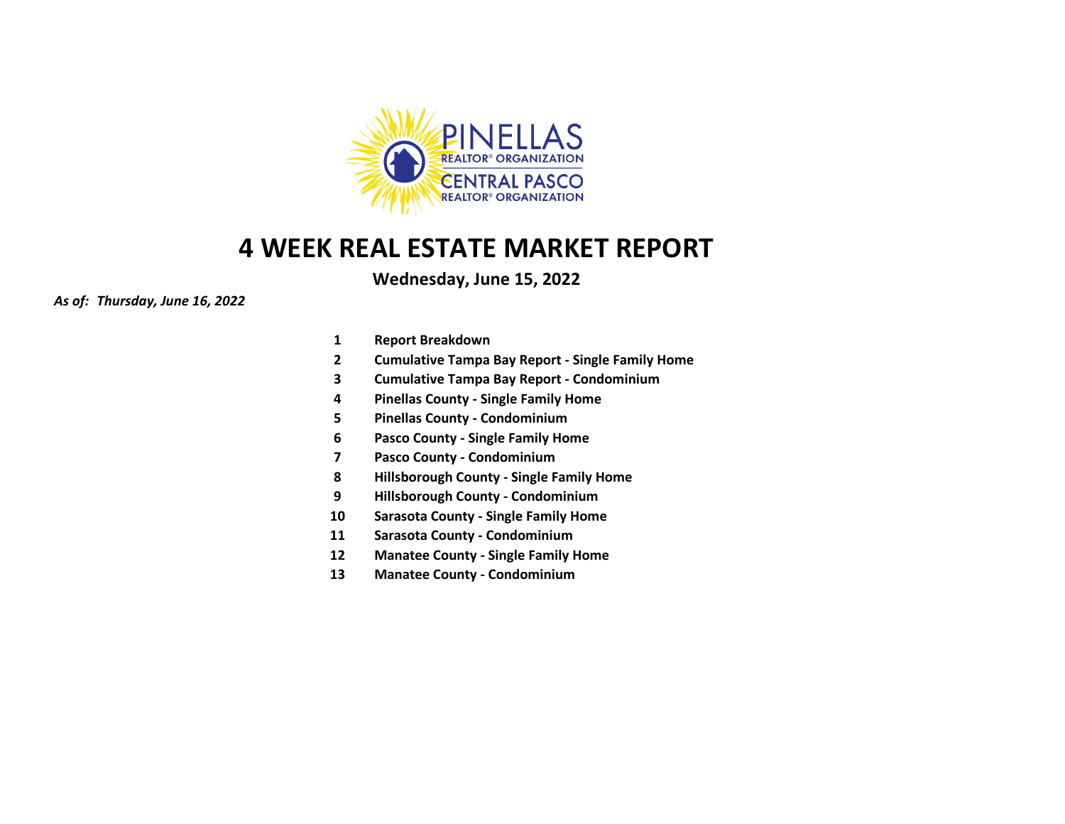PINELLAS REALTOR® ORGANIZATION
CENTRAL PASCO REALTOR® ORGANIZATION

# 4 WEEK REAL ESTATE MARKET REPORT

**Wednesday, June 15, 2022**

***As of: Thursday, June 16, 2022***

| | |
|---|---|
| **1** | **Report Breakdown** |
| **2** | **Cumulative Tampa Bay Report - Single Family Home** |
| **3** | **Cumulative Tampa Bay Report - Condominium** |
| **4** | **Pinellas County - Single Family Home** |
| **5** | **Pinellas County - Condominium** |
| **6** | **Pasco County - Single Family Home** |
| **7** | **Pasco County - Condominium** |
| **8** | **Hillsborough County - Single Family Home** |
| **9** | **Hillsborough County - Condominium** |
| **10** | **Sarasota County - Single Family Home** |
| **11** | **Sarasota County - Condominium** |
| **12** | **Manatee County - Single Family Home** |
| **13** | **Manatee County - Condominium** |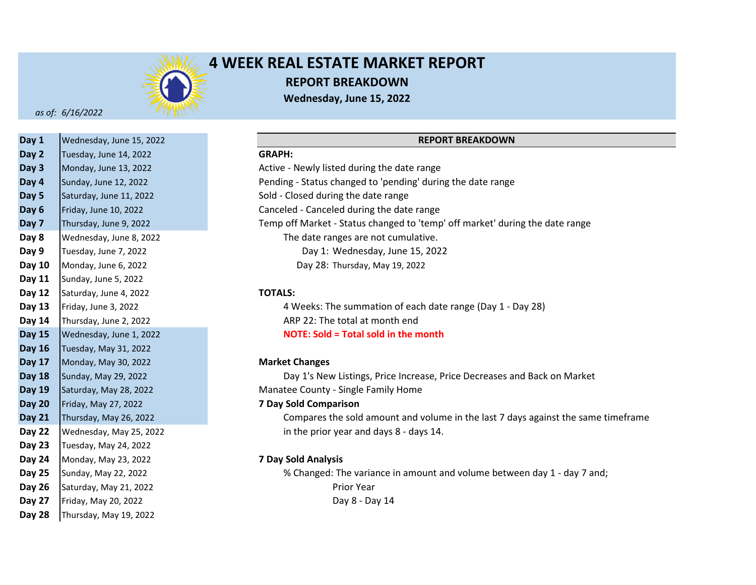# 4 WEEK REAL ESTATE MARKET REPORT

## REPORT BREAKDOWN

**Wednesday, June 15, 2022**

*as of: 6/16/2022*

| Day | Date |
|---|---|
| **Day 1** | Wednesday, June 15, 2022 |
| **Day 2** | Tuesday, June 14, 2022 |
| **Day 3** | Monday, June 13, 2022 |
| **Day 4** | Sunday, June 12, 2022 |
| **Day 5** | Saturday, June 11, 2022 |
| **Day 6** | Friday, June 10, 2022 |
| **Day 7** | Thursday, June 9, 2022 |
| **Day 8** | Wednesday, June 8, 2022 |
| **Day 9** | Tuesday, June 7, 2022 |
| **Day 10** | Monday, June 6, 2022 |
| **Day 11** | Sunday, June 5, 2022 |
| **Day 12** | Saturday, June 4, 2022 |
| **Day 13** | Friday, June 3, 2022 |
| **Day 14** | Thursday, June 2, 2022 |
| **Day 15** | Wednesday, June 1, 2022 |
| **Day 16** | Tuesday, May 31, 2022 |
| **Day 17** | Monday, May 30, 2022 |
| **Day 18** | Sunday, May 29, 2022 |
| **Day 19** | Saturday, May 28, 2022 |
| **Day 20** | Friday, May 27, 2022 |
| **Day 21** | Thursday, May 26, 2022 |
| **Day 22** | Wednesday, May 25, 2022 |
| **Day 23** | Tuesday, May 24, 2022 |
| **Day 24** | Monday, May 23, 2022 |
| **Day 25** | Sunday, May 22, 2022 |
| **Day 26** | Saturday, May 21, 2022 |
| **Day 27** | Friday, May 20, 2022 |
| **Day 28** | Thursday, May 19, 2022 |

### REPORT BREAKDOWN

**GRAPH:**

Active - Newly listed during the date range

Pending - Status changed to 'pending' during the date range

Sold - Closed during the date range

Canceled - Canceled during the date range

Temp off Market - Status changed to 'temp' off market' during the date range

The date ranges are not cumulative.

Day 1: Wednesday, June 15, 2022

Day 28: Thursday, May 19, 2022

**TOTALS:**

4 Weeks: The summation of each date range (Day 1 - Day 28)

ARP 22: The total at month end

**NOTE: Sold = Total sold in the month**

**Market Changes**

Day 1's New Listings, Price Increase, Price Decreases and Back on Market

Manatee County - Single Family Home

**7 Day Sold Comparison**

Compares the sold amount and volume in the last 7 days against the same timeframe in the prior year and days 8 - days 14.

**7 Day Sold Analysis**

% Changed: The variance in amount and volume between day 1 - day 7 and;

Prior Year

Day 8 - Day 14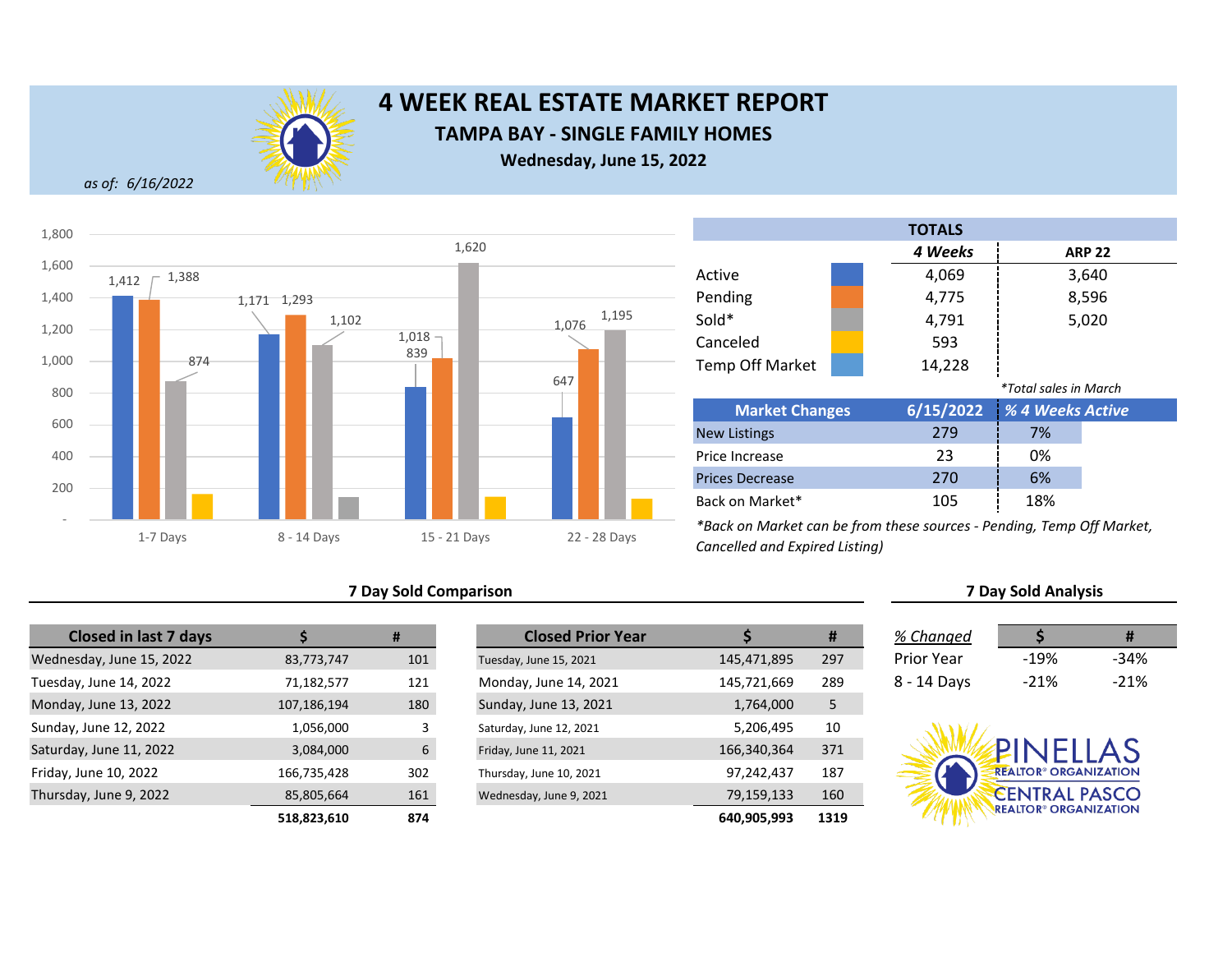# 4 WEEK REAL ESTATE MARKET REPORT

## TAMPA BAY - SINGLE FAMILY HOMES

### Wednesday, June 15, 2022

*as of: 6/16/2022*

| | 1-7 Days | 8 - 14 Days | 15 - 21 Days | 22 - 28 Days |
|---|---|---|---|---|
| Active | 1,412 | 1,171 | 839 | 647 |
| Pending | 1,388 | 1,293 | 1,018 | 1,076 |
| Sold | 874 | 1,102 | 1,620 | 1,195 |

| TOTALS | 4 Weeks | ARP 22 |
|---|---|---|
| Active | 4,069 | 3,640 |
| Pending | 4,775 | 8,596 |
| Sold* | 4,791 | 5,020 |
| Canceled | 593 | |
| Temp Off Market | 14,228 | |

*Total sales in March

| Market Changes | 6/15/2022 | % 4 Weeks Active |
|---|---|---|
| New Listings | 279 | 7% |
| Price Increase | 23 | 0% |
| Prices Decrease | 270 | 6% |
| Back on Market* | 105 | 18% |

*Back on Market can be from these sources - Pending, Temp Off Market, Cancelled and Expired Listing)

## 7 Day Sold Comparison

| Closed in last 7 days | $ | # |
|---|---|---|
| Wednesday, June 15, 2022 | 83,773,747 | 101 |
| Tuesday, June 14, 2022 | 71,182,577 | 121 |
| Monday, June 13, 2022 | 107,186,194 | 180 |
| Sunday, June 12, 2022 | 1,056,000 | 3 |
| Saturday, June 11, 2022 | 3,084,000 | 6 |
| Friday, June 10, 2022 | 166,735,428 | 302 |
| Thursday, June 9, 2022 | 85,805,664 | 161 |
| | **518,823,610** | **874** |

| Closed Prior Year | $ | # |
|---|---|---|
| Tuesday, June 15, 2021 | 145,471,895 | 297 |
| Monday, June 14, 2021 | 145,721,669 | 289 |
| Sunday, June 13, 2021 | 1,764,000 | 5 |
| Saturday, June 12, 2021 | 5,206,495 | 10 |
| Friday, June 11, 2021 | 166,340,364 | 371 |
| Thursday, June 10, 2021 | 97,242,437 | 187 |
| Wednesday, June 9, 2021 | 79,159,133 | 160 |
| | **640,905,993** | **1319** |

## 7 Day Sold Analysis

| % Changed | $ | # |
|---|---|---|
| Prior Year | -19% | -34% |
| 8 - 14 Days | -21% | -21% |

PINELLAS REALTOR® ORGANIZATION
CENTRAL PASCO REALTOR® ORGANIZATION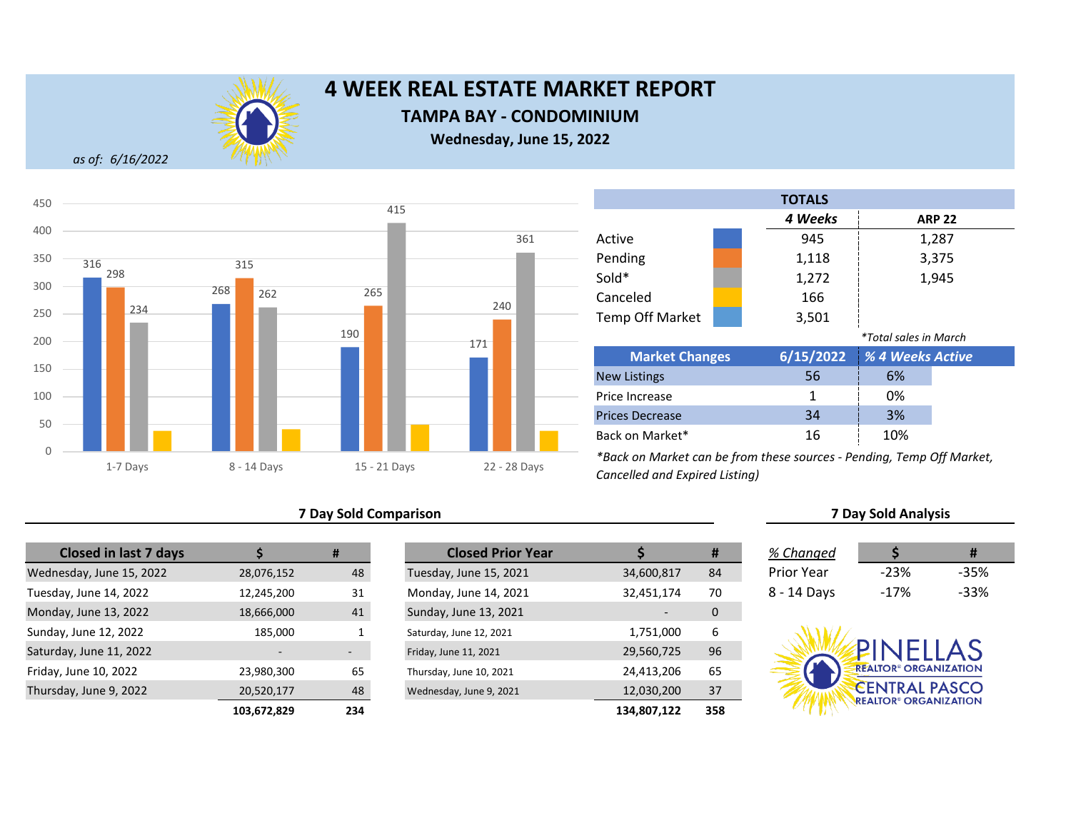# 4 WEEK REAL ESTATE MARKET REPORT

## TAMPA BAY - CONDOMINIUM

**Wednesday, June 15, 2022**

*as of: 6/16/2022*

| | 1-7 Days | 8 - 14 Days | 15 - 21 Days | 22 - 28 Days |
|---|---|---|---|---|
| Active | 316 | 268 | 190 | 171 |
| Pending | 298 | 315 | 265 | 240 |
| Sold | 234 | 262 | 415 | 361 |

**TOTALS**

| | 4 Weeks | ARP 22 |
|---|---|---|
| Active | 945 | 1,287 |
| Pending | 1,118 | 3,375 |
| Sold* | 1,272 | 1,945 |
| Canceled | 166 | |
| Temp Off Market | 3,501 | |

*\*Total sales in March*

| Market Changes | 6/15/2022 | % 4 Weeks Active |
|---|---|---|
| New Listings | 56 | 6% |
| Price Increase | 1 | 0% |
| Prices Decrease | 34 | 3% |
| Back on Market* | 16 | 10% |

*\*Back on Market can be from these sources - Pending, Temp Off Market, Cancelled and Expired Listing)*

### 7 Day Sold Comparison

| Closed in last 7 days | $ | # |
|---|---|---|
| Wednesday, June 15, 2022 | 28,076,152 | 48 |
| Tuesday, June 14, 2022 | 12,245,200 | 31 |
| Monday, June 13, 2022 | 18,666,000 | 41 |
| Sunday, June 12, 2022 | 185,000 | 1 |
| Saturday, June 11, 2022 | - | - |
| Friday, June 10, 2022 | 23,980,300 | 65 |
| Thursday, June 9, 2022 | 20,520,177 | 48 |
| | **103,672,829** | **234** |

| Closed Prior Year | $ | # |
|---|---|---|
| Tuesday, June 15, 2021 | 34,600,817 | 84 |
| Monday, June 14, 2021 | 32,451,174 | 70 |
| Sunday, June 13, 2021 | - | 0 |
| Saturday, June 12, 2021 | 1,751,000 | 6 |
| Friday, June 11, 2021 | 29,560,725 | 96 |
| Thursday, June 10, 2021 | 24,413,206 | 65 |
| Wednesday, June 9, 2021 | 12,030,200 | 37 |
| | **134,807,122** | **358** |

### 7 Day Sold Analysis

| % Changed | $ | # |
|---|---|---|
| Prior Year | -23% | -35% |
| 8 - 14 Days | -17% | -33% |

PINELLAS REALTOR® ORGANIZATION
CENTRAL PASCO REALTOR® ORGANIZATION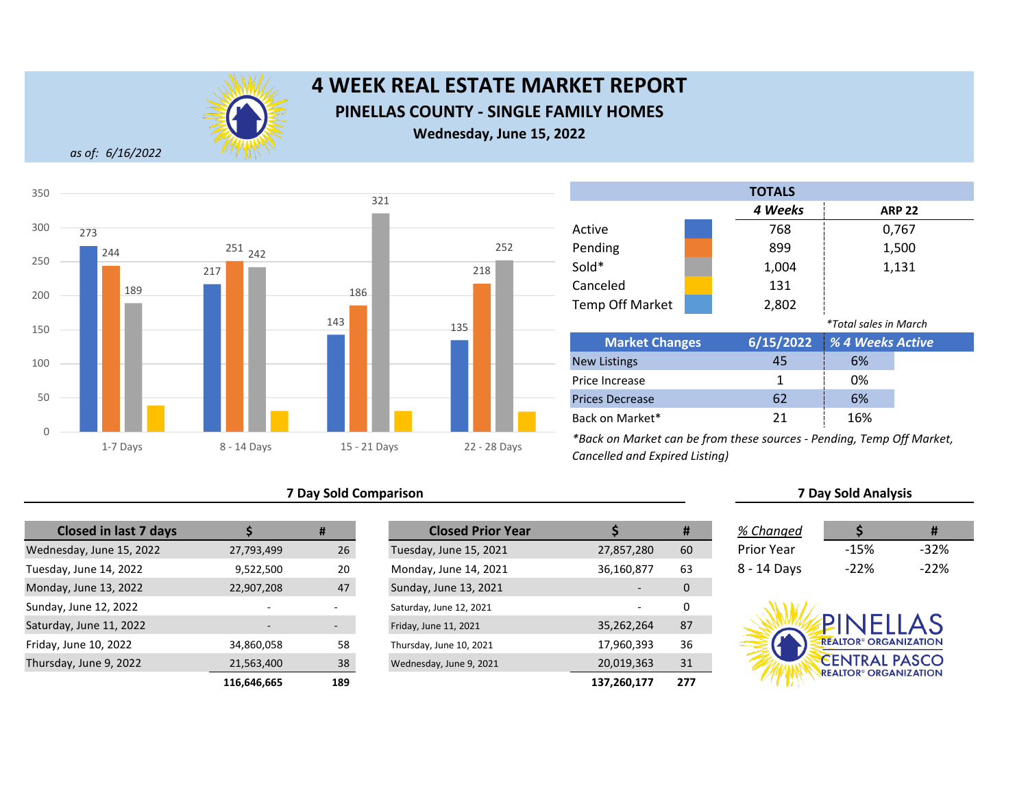# 4 WEEK REAL ESTATE MARKET REPORT

## PINELLAS COUNTY - SINGLE FAMILY HOMES

**Wednesday, June 15, 2022**

*as of: 6/16/2022*

| | Active | Pending | Sold | Canceled |
|---|---|---|---|---|
| 1-7 Days | 273 | 244 | 189 | |
| 8 - 14 Days | 217 | 251 | 242 | |
| 15 - 21 Days | 143 | 186 | 321 | |
| 22 - 28 Days | 135 | 218 | 252 | |

| TOTALS | 4 Weeks | ARP 22 |
|---|---|---|
| Active | 768 | 0,767 |
| Pending | 899 | 1,500 |
| Sold* | 1,004 | 1,131 |
| Canceled | 131 | |
| Temp Off Market | 2,802 | |

*Total sales in March

| Market Changes | 6/15/2022 | % 4 Weeks Active |
|---|---|---|
| New Listings | 45 | 6% |
| Price Increase | 1 | 0% |
| Prices Decrease | 62 | 6% |
| Back on Market* | 21 | 16% |

*Back on Market can be from these sources - Pending, Temp Off Market, Cancelled and Expired Listing)

### 7 Day Sold Comparison

| Closed in last 7 days | $ | # |
|---|---|---|
| Wednesday, June 15, 2022 | 27,793,499 | 26 |
| Tuesday, June 14, 2022 | 9,522,500 | 20 |
| Monday, June 13, 2022 | 22,907,208 | 47 |
| Sunday, June 12, 2022 | - | - |
| Saturday, June 11, 2022 | - | - |
| Friday, June 10, 2022 | 34,860,058 | 58 |
| Thursday, June 9, 2022 | 21,563,400 | 38 |
| | **116,646,665** | **189** |

| Closed Prior Year | $ | # |
|---|---|---|
| Tuesday, June 15, 2021 | 27,857,280 | 60 |
| Monday, June 14, 2021 | 36,160,877 | 63 |
| Sunday, June 13, 2021 | - | 0 |
| Saturday, June 12, 2021 | - | 0 |
| Friday, June 11, 2021 | 35,262,264 | 87 |
| Thursday, June 10, 2021 | 17,960,393 | 36 |
| Wednesday, June 9, 2021 | 20,019,363 | 31 |
| | **137,260,177** | **277** |

### 7 Day Sold Analysis

| % Changed | $ | # |
|---|---|---|
| Prior Year | -15% | -32% |
| 8 - 14 Days | -22% | -22% |

PINELLAS REALTOR® ORGANIZATION
CENTRAL PASCO REALTOR® ORGANIZATION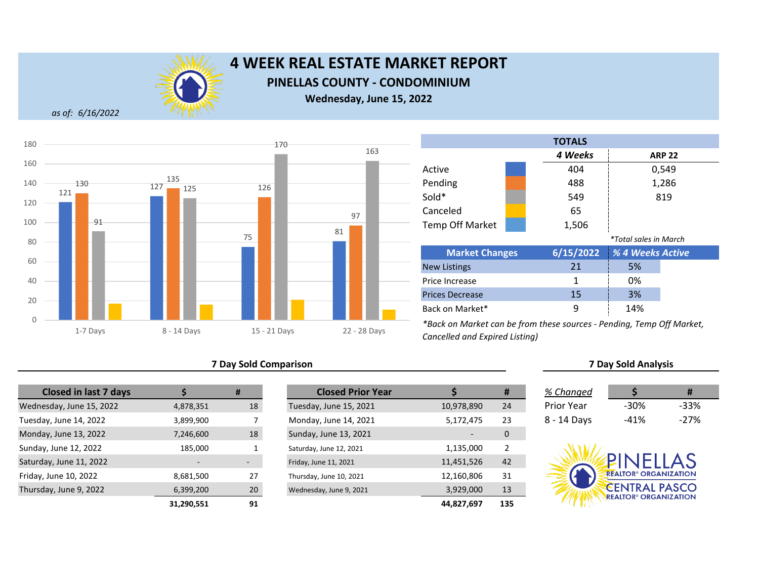# 4 WEEK REAL ESTATE MARKET REPORT

## PINELLAS COUNTY - CONDOMINIUM

**Wednesday, June 15, 2022**

*as of: 6/16/2022*

| | Active | Pending | Sold | Canceled |
|---|---|---|---|---|
| 1-7 Days | 121 | 130 | 91 | |
| 8 - 14 Days | 127 | 135 | 125 | |
| 15 - 21 Days | 75 | 126 | 170 | |
| 22 - 28 Days | 81 | 97 | 163 | |

| TOTALS | 4 Weeks | ARP 22 |
|---|---|---|
| Active | 404 | 0,549 |
| Pending | 488 | 1,286 |
| Sold* | 549 | 819 |
| Canceled | 65 | |
| Temp Off Market | 1,506 | |

*Total sales in March

| Market Changes | 6/15/2022 | % 4 Weeks Active |
|---|---|---|
| New Listings | 21 | 5% |
| Price Increase | 1 | 0% |
| Prices Decrease | 15 | 3% |
| Back on Market* | 9 | 14% |

*Back on Market can be from these sources - Pending, Temp Off Market, Cancelled and Expired Listing)

### 7 Day Sold Comparison

| Closed in last 7 days | $ | # |
|---|---|---|
| Wednesday, June 15, 2022 | 4,878,351 | 18 |
| Tuesday, June 14, 2022 | 3,899,900 | 7 |
| Monday, June 13, 2022 | 7,246,600 | 18 |
| Sunday, June 12, 2022 | 185,000 | 1 |
| Saturday, June 11, 2022 | - | - |
| Friday, June 10, 2022 | 8,681,500 | 27 |
| Thursday, June 9, 2022 | 6,399,200 | 20 |
| | **31,290,551** | **91** |

| Closed Prior Year | $ | # |
|---|---|---|
| Tuesday, June 15, 2021 | 10,978,890 | 24 |
| Monday, June 14, 2021 | 5,172,475 | 23 |
| Sunday, June 13, 2021 | - | 0 |
| Saturday, June 12, 2021 | 1,135,000 | 2 |
| Friday, June 11, 2021 | 11,451,526 | 42 |
| Thursday, June 10, 2021 | 12,160,806 | 31 |
| Wednesday, June 9, 2021 | 3,929,000 | 13 |
| | **44,827,697** | **135** |

### 7 Day Sold Analysis

| % Changed | $ | # |
|---|---|---|
| Prior Year | -30% | -33% |
| 8 - 14 Days | -41% | -27% |

PINELLAS REALTOR® ORGANIZATION
CENTRAL PASCO REALTOR® ORGANIZATION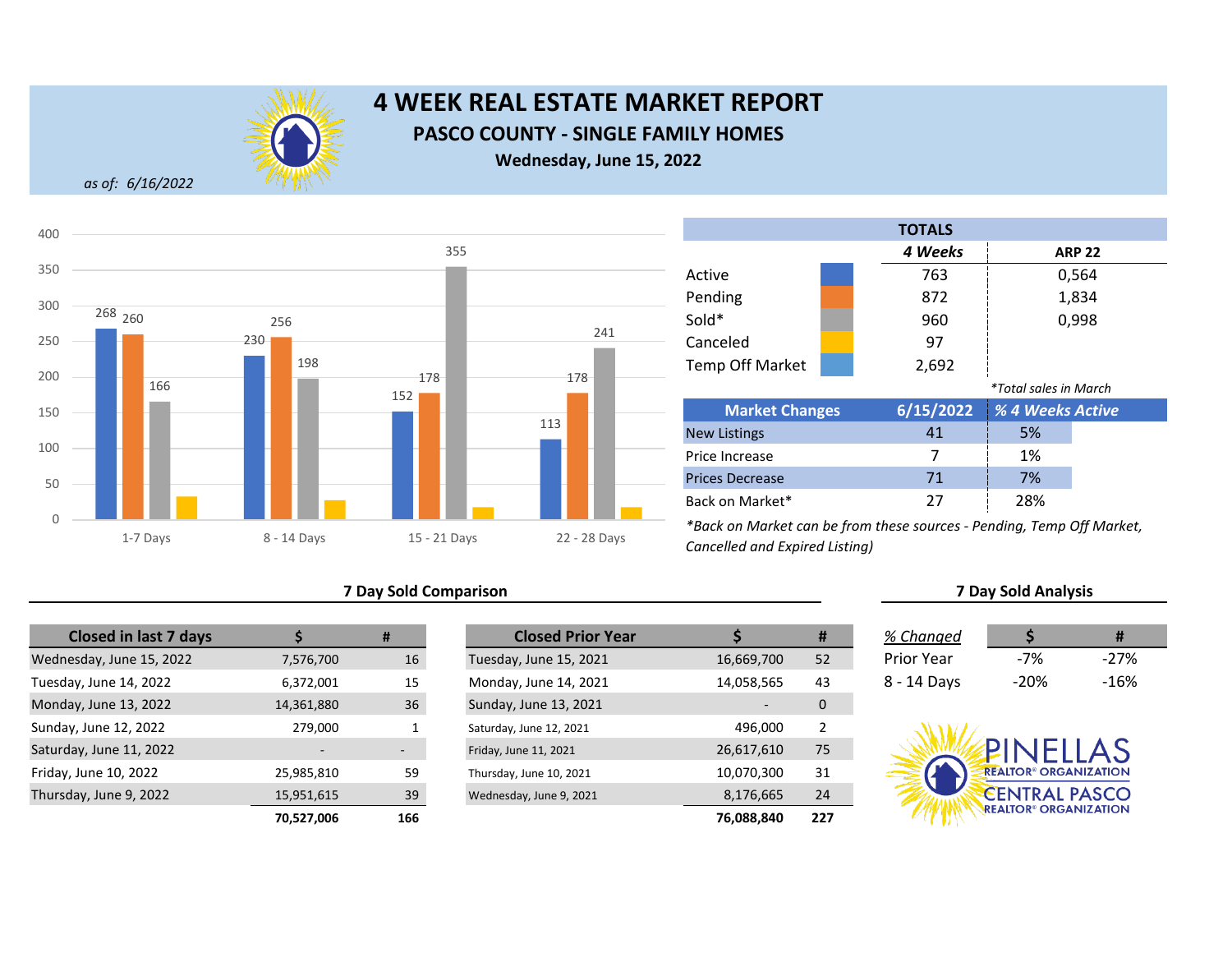# 4 WEEK REAL ESTATE MARKET REPORT

## PASCO COUNTY - SINGLE FAMILY HOMES

**Wednesday, June 15, 2022**

*as of: 6/16/2022*

| | 1-7 Days | 8 - 14 Days | 15 - 21 Days | 22 - 28 Days |
|---|---|---|---|---|
| Active | 268 | 230 | 152 | 113 |
| Pending | 260 | 256 | 178 | 178 |
| Sold | 166 | 198 | 355 | 241 |

**TOTALS**

| | 4 Weeks | ARP 22 |
|---|---|---|
| Active | 763 | 0,564 |
| Pending | 872 | 1,834 |
| Sold* | 960 | 0,998 |
| Canceled | 97 | |
| Temp Off Market | 2,692 | |

*Total sales in March

| Market Changes | 6/15/2022 | % 4 Weeks Active |
|---|---|---|
| New Listings | 41 | 5% |
| Price Increase | 7 | 1% |
| Prices Decrease | 71 | 7% |
| Back on Market* | 27 | 28% |

*Back on Market can be from these sources - Pending, Temp Off Market, Cancelled and Expired Listing)

### 7 Day Sold Comparison

| Closed in last 7 days | $ | # |
|---|---|---|
| Wednesday, June 15, 2022 | 7,576,700 | 16 |
| Tuesday, June 14, 2022 | 6,372,001 | 15 |
| Monday, June 13, 2022 | 14,361,880 | 36 |
| Sunday, June 12, 2022 | 279,000 | 1 |
| Saturday, June 11, 2022 | - | - |
| Friday, June 10, 2022 | 25,985,810 | 59 |
| Thursday, June 9, 2022 | 15,951,615 | 39 |
| | **70,527,006** | **166** |

| Closed Prior Year | $ | # |
|---|---|---|
| Tuesday, June 15, 2021 | 16,669,700 | 52 |
| Monday, June 14, 2021 | 14,058,565 | 43 |
| Sunday, June 13, 2021 | - | 0 |
| Saturday, June 12, 2021 | 496,000 | 2 |
| Friday, June 11, 2021 | 26,617,610 | 75 |
| Thursday, June 10, 2021 | 10,070,300 | 31 |
| Wednesday, June 9, 2021 | 8,176,665 | 24 |
| | **76,088,840** | **227** |

### 7 Day Sold Analysis

| % Changed | $ | # |
|---|---|---|
| Prior Year | -7% | -27% |
| 8 - 14 Days | -20% | -16% |

PINELLAS REALTOR® ORGANIZATION
CENTRAL PASCO REALTOR® ORGANIZATION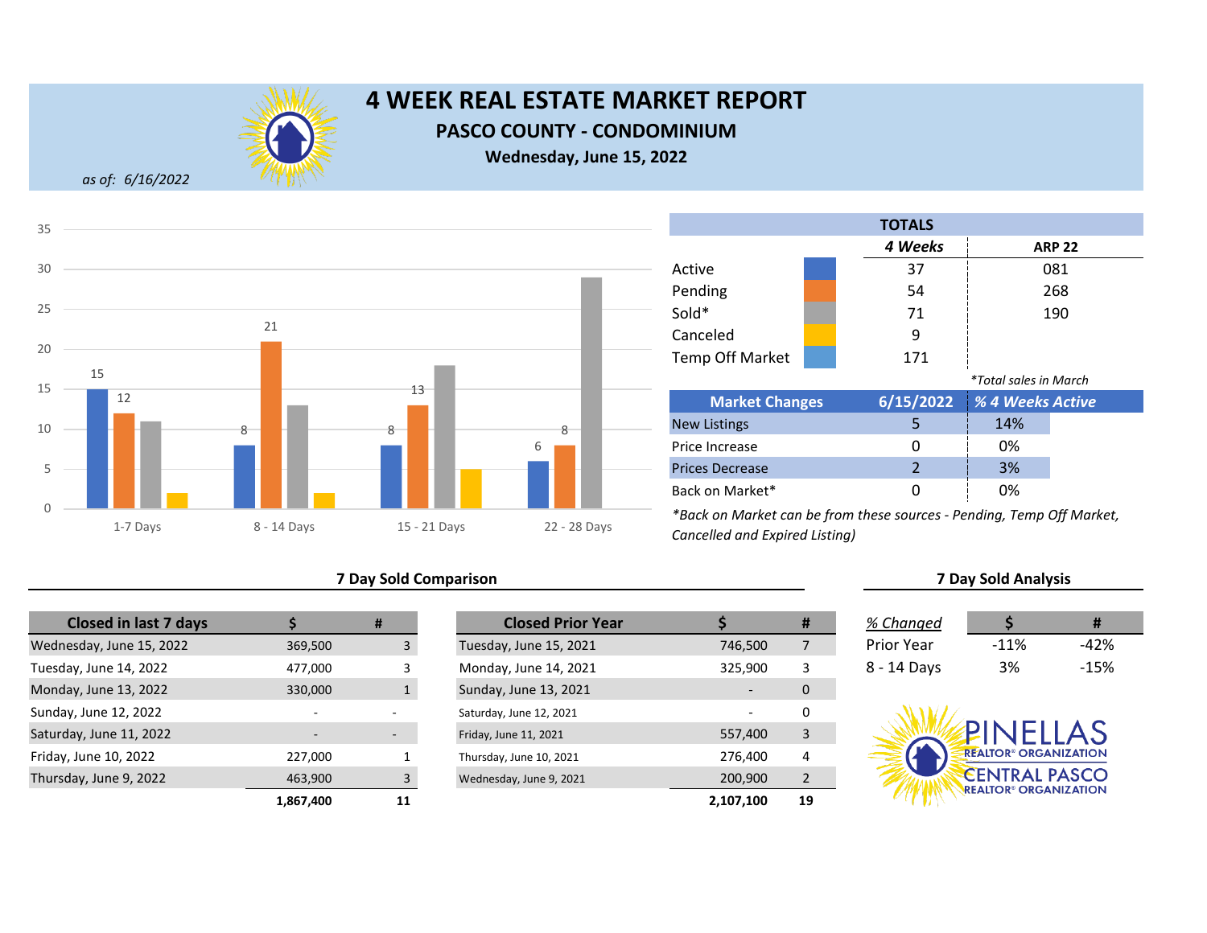# 4 WEEK REAL ESTATE MARKET REPORT

## PASCO COUNTY - CONDOMINIUM

**Wednesday, June 15, 2022**

*as of: 6/16/2022*

| | Active | Pending | Sold | Canceled |
|---|---|---|---|---|
| 1-7 Days | 15 | 12 | 11 | 2 |
| 8 - 14 Days | 8 | 21 | 13 | 2 |
| 15 - 21 Days | 8 | 13 | 18 | 5 |
| 22 - 28 Days | 6 | 8 | 29 | |

| TOTALS | 4 Weeks | ARP 22 |
|---|---|---|
| Active | 37 | 081 |
| Pending | 54 | 268 |
| Sold* | 71 | 190 |
| Canceled | 9 | |
| Temp Off Market | 171 | |

*Total sales in March

| Market Changes | 6/15/2022 | % 4 Weeks Active |
|---|---|---|
| New Listings | 5 | 14% |
| Price Increase | 0 | 0% |
| Prices Decrease | 2 | 3% |
| Back on Market* | 0 | 0% |

*Back on Market can be from these sources - Pending, Temp Off Market, Cancelled and Expired Listing)*

### 7 Day Sold Comparison

| Closed in last 7 days | $ | # |
|---|---|---|
| Wednesday, June 15, 2022 | 369,500 | 3 |
| Tuesday, June 14, 2022 | 477,000 | 3 |
| Monday, June 13, 2022 | 330,000 | 1 |
| Sunday, June 12, 2022 | - | - |
| Saturday, June 11, 2022 | - | - |
| Friday, June 10, 2022 | 227,000 | 1 |
| Thursday, June 9, 2022 | 463,900 | 3 |
| | **1,867,400** | **11** |

| Closed Prior Year | $ | # |
|---|---|---|
| Tuesday, June 15, 2021 | 746,500 | 7 |
| Monday, June 14, 2021 | 325,900 | 3 |
| Sunday, June 13, 2021 | - | 0 |
| Saturday, June 12, 2021 | - | 0 |
| Friday, June 11, 2021 | 557,400 | 3 |
| Thursday, June 10, 2021 | 276,400 | 4 |
| Wednesday, June 9, 2021 | 200,900 | 2 |
| | **2,107,100** | **19** |

### 7 Day Sold Analysis

| % Changed | $ | # |
|---|---|---|
| Prior Year | -11% | -42% |
| 8 - 14 Days | 3% | -15% |

PINELLAS REALTOR® ORGANIZATION
CENTRAL PASCO REALTOR® ORGANIZATION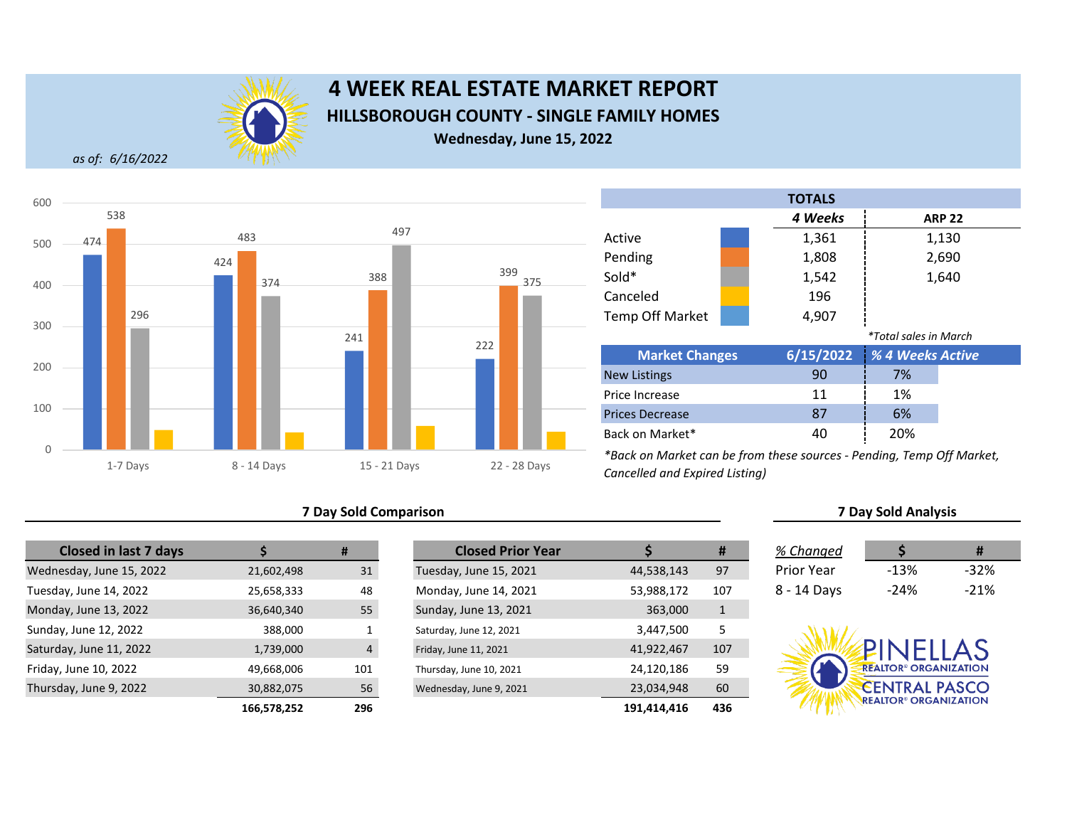# 4 WEEK REAL ESTATE MARKET REPORT

## HILLSBOROUGH COUNTY - SINGLE FAMILY HOMES

**Wednesday, June 15, 2022**

*as of: 6/16/2022*

| | 1-7 Days | 8 - 14 Days | 15 - 21 Days | 22 - 28 Days |
|---|---|---|---|---|
| Active | 474 | 424 | 241 | 222 |
| Pending | 538 | 483 | 388 | 399 |
| Sold | 296 | 374 | 497 | 375 |

| TOTALS | 4 Weeks | ARP 22 |
|---|---|---|
| Active | 1,361 | 1,130 |
| Pending | 1,808 | 2,690 |
| Sold* | 1,542 | 1,640 |
| Canceled | 196 | |
| Temp Off Market | 4,907 | |

*Total sales in March

| Market Changes | 6/15/2022 | % 4 Weeks Active |
|---|---|---|
| New Listings | 90 | 7% |
| Price Increase | 11 | 1% |
| Prices Decrease | 87 | 6% |
| Back on Market* | 40 | 20% |

*Back on Market can be from these sources - Pending, Temp Off Market, Cancelled and Expired Listing)*

### 7 Day Sold Comparison

| Closed in last 7 days | $ | # |
|---|---|---|
| Wednesday, June 15, 2022 | 21,602,498 | 31 |
| Tuesday, June 14, 2022 | 25,658,333 | 48 |
| Monday, June 13, 2022 | 36,640,340 | 55 |
| Sunday, June 12, 2022 | 388,000 | 1 |
| Saturday, June 11, 2022 | 1,739,000 | 4 |
| Friday, June 10, 2022 | 49,668,006 | 101 |
| Thursday, June 9, 2022 | 30,882,075 | 56 |
| | **166,578,252** | **296** |

| Closed Prior Year | $ | # |
|---|---|---|
| Tuesday, June 15, 2021 | 44,538,143 | 97 |
| Monday, June 14, 2021 | 53,988,172 | 107 |
| Sunday, June 13, 2021 | 363,000 | 1 |
| Saturday, June 12, 2021 | 3,447,500 | 5 |
| Friday, June 11, 2021 | 41,922,467 | 107 |
| Thursday, June 10, 2021 | 24,120,186 | 59 |
| Wednesday, June 9, 2021 | 23,034,948 | 60 |
| | **191,414,416** | **436** |

### 7 Day Sold Analysis

| % Changed | $ | # |
|---|---|---|
| Prior Year | -13% | -32% |
| 8 - 14 Days | -24% | -21% |

PINELLAS REALTOR® ORGANIZATION
CENTRAL PASCO REALTOR® ORGANIZATION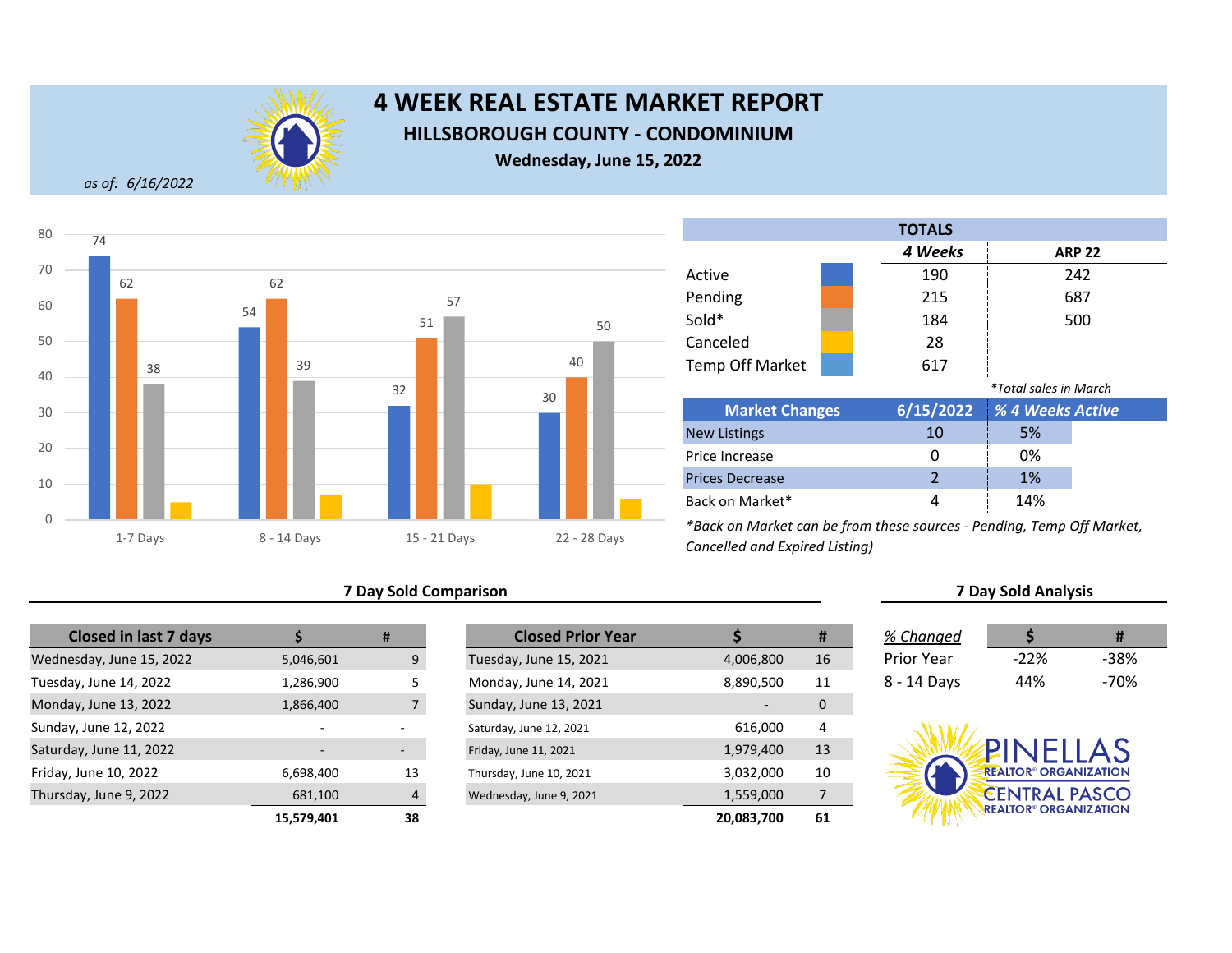# 4 WEEK REAL ESTATE MARKET REPORT

## HILLSBOROUGH COUNTY - CONDOMINIUM

**Wednesday, June 15, 2022**

*as of: 6/16/2022*

| | 1-7 Days | 8 - 14 Days | 15 - 21 Days | 22 - 28 Days |
|---|---|---|---|---|
| Active | 74 | 54 | 32 | 30 |
| Pending | 62 | 62 | 51 | 40 |
| Sold | 38 | 39 | 57 | 50 |
| Canceled | 5 | 7 | 10 | 6 |

| TOTALS | 4 Weeks | ARP 22 |
|---|---|---|
| Active | 190 | 242 |
| Pending | 215 | 687 |
| Sold* | 184 | 500 |
| Canceled | 28 | |
| Temp Off Market | 617 | |

*Total sales in March

| Market Changes | 6/15/2022 | % 4 Weeks Active |
|---|---|---|
| New Listings | 10 | 5% |
| Price Increase | 0 | 0% |
| Prices Decrease | 2 | 1% |
| Back on Market* | 4 | 14% |

*Back on Market can be from these sources - Pending, Temp Off Market, Cancelled and Expired Listing)

### 7 Day Sold Comparison

| Closed in last 7 days | $ | # |
|---|---|---|
| Wednesday, June 15, 2022 | 5,046,601 | 9 |
| Tuesday, June 14, 2022 | 1,286,900 | 5 |
| Monday, June 13, 2022 | 1,866,400 | 7 |
| Sunday, June 12, 2022 | - | - |
| Saturday, June 11, 2022 | - | - |
| Friday, June 10, 2022 | 6,698,400 | 13 |
| Thursday, June 9, 2022 | 681,100 | 4 |
| | **15,579,401** | **38** |

| Closed Prior Year | $ | # |
|---|---|---|
| Tuesday, June 15, 2021 | 4,006,800 | 16 |
| Monday, June 14, 2021 | 8,890,500 | 11 |
| Sunday, June 13, 2021 | - | 0 |
| Saturday, June 12, 2021 | 616,000 | 4 |
| Friday, June 11, 2021 | 1,979,400 | 13 |
| Thursday, June 10, 2021 | 3,032,000 | 10 |
| Wednesday, June 9, 2021 | 1,559,000 | 7 |
| | **20,083,700** | **61** |

### 7 Day Sold Analysis

| % Changed | $ | # |
|---|---|---|
| Prior Year | -22% | -38% |
| 8 - 14 Days | 44% | -70% |

PINELLAS REALTOR® ORGANIZATION
CENTRAL PASCO REALTOR® ORGANIZATION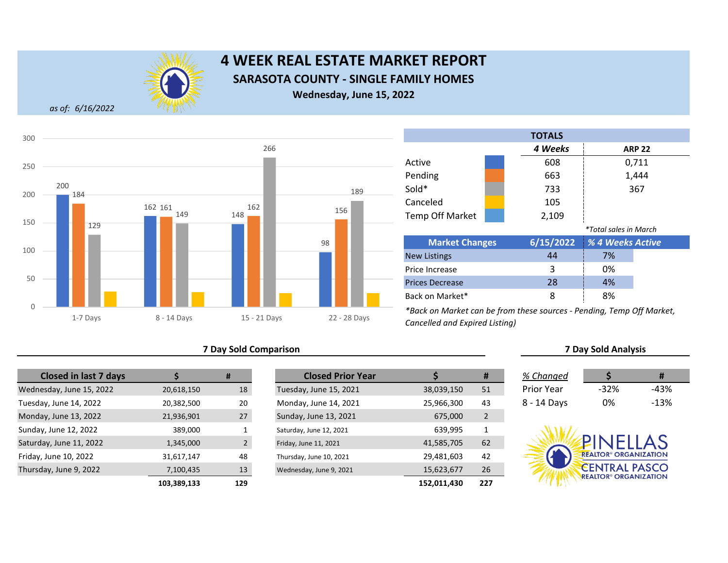# 4 WEEK REAL ESTATE MARKET REPORT

## SARASOTA COUNTY - SINGLE FAMILY HOMES

**Wednesday, June 15, 2022**

*as of: 6/16/2022*

| | 1-7 Days | 8 - 14 Days | 15 - 21 Days | 22 - 28 Days |
|---|---|---|---|---|
| Active | 200 | 162 | 148 | 98 |
| Pending | 184 | 161 | 162 | 156 |
| Sold | 129 | 149 | 266 | 189 |

| TOTALS | 4 Weeks | ARP 22 |
|---|---|---|
| Active | 608 | 0,711 |
| Pending | 663 | 1,444 |
| Sold* | 733 | 367 |
| Canceled | 105 | |
| Temp Off Market | 2,109 | |

*Total sales in March

| Market Changes | 6/15/2022 | % 4 Weeks Active |
|---|---|---|
| New Listings | 44 | 7% |
| Price Increase | 3 | 0% |
| Prices Decrease | 28 | 4% |
| Back on Market* | 8 | 8% |

*Back on Market can be from these sources - Pending, Temp Off Market, Cancelled and Expired Listing)

### 7 Day Sold Comparison

| Closed in last 7 days | $ | # |
|---|---|---|
| Wednesday, June 15, 2022 | 20,618,150 | 18 |
| Tuesday, June 14, 2022 | 20,382,500 | 20 |
| Monday, June 13, 2022 | 21,936,901 | 27 |
| Sunday, June 12, 2022 | 389,000 | 1 |
| Saturday, June 11, 2022 | 1,345,000 | 2 |
| Friday, June 10, 2022 | 31,617,147 | 48 |
| Thursday, June 9, 2022 | 7,100,435 | 13 |
| | **103,389,133** | **129** |

| Closed Prior Year | $ | # |
|---|---|---|
| Tuesday, June 15, 2021 | 38,039,150 | 51 |
| Monday, June 14, 2021 | 25,966,300 | 43 |
| Sunday, June 13, 2021 | 675,000 | 2 |
| Saturday, June 12, 2021 | 639,995 | 1 |
| Friday, June 11, 2021 | 41,585,705 | 62 |
| Thursday, June 10, 2021 | 29,481,603 | 42 |
| Wednesday, June 9, 2021 | 15,623,677 | 26 |
| | **152,011,430** | **227** |

### 7 Day Sold Analysis

| % Changed | $ | # |
|---|---|---|
| Prior Year | -32% | -43% |
| 8 - 14 Days | 0% | -13% |

PINELLAS REALTOR® ORGANIZATION
CENTRAL PASCO REALTOR® ORGANIZATION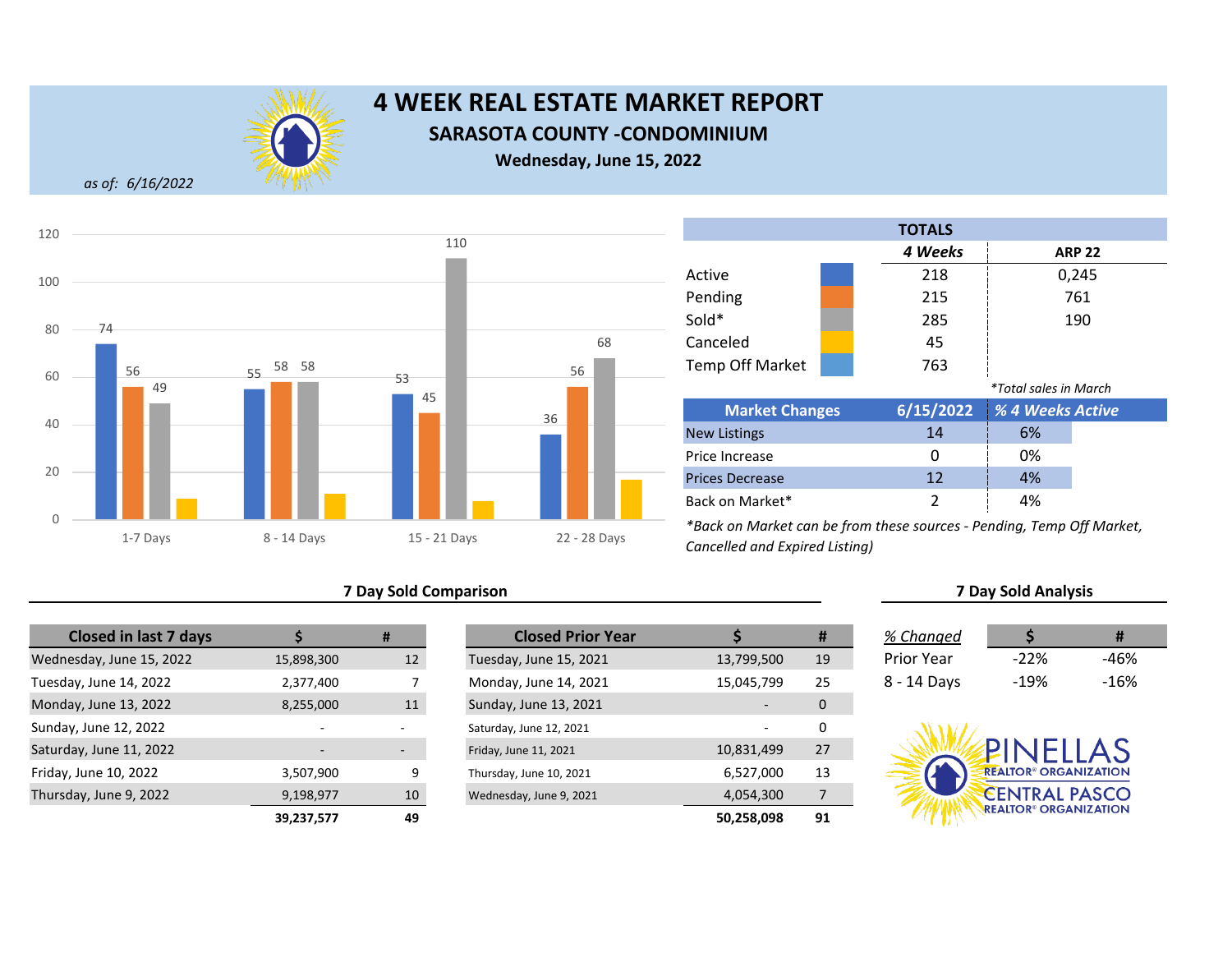# 4 WEEK REAL ESTATE MARKET REPORT

## SARASOTA COUNTY -CONDOMINIUM

**Wednesday, June 15, 2022**

*as of: 6/16/2022*

| | 1-7 Days | 8 - 14 Days | 15 - 21 Days | 22 - 28 Days |
|---|---|---|---|---|
| Active | 74 | 55 | 53 | 36 |
| Pending | 56 | 58 | 45 | 56 |
| Sold | 49 | 58 | 110 | 68 |
| Canceled | | | | |

| TOTALS | 4 Weeks | ARP 22 |
|---|---|---|
| Active | 218 | 0,245 |
| Pending | 215 | 761 |
| Sold* | 285 | 190 |
| Canceled | 45 | |
| Temp Off Market | 763 | |

*Total sales in March

| Market Changes | 6/15/2022 | % 4 Weeks Active |
|---|---|---|
| New Listings | 14 | 6% |
| Price Increase | 0 | 0% |
| Prices Decrease | 12 | 4% |
| Back on Market* | 2 | 4% |

*Back on Market can be from these sources - Pending, Temp Off Market, Cancelled and Expired Listing)

### 7 Day Sold Comparison

| Closed in last 7 days | $ | # |
|---|---|---|
| Wednesday, June 15, 2022 | 15,898,300 | 12 |
| Tuesday, June 14, 2022 | 2,377,400 | 7 |
| Monday, June 13, 2022 | 8,255,000 | 11 |
| Sunday, June 12, 2022 | - | - |
| Saturday, June 11, 2022 | - | - |
| Friday, June 10, 2022 | 3,507,900 | 9 |
| Thursday, June 9, 2022 | 9,198,977 | 10 |
| | **39,237,577** | **49** |

| Closed Prior Year | $ | # |
|---|---|---|
| Tuesday, June 15, 2021 | 13,799,500 | 19 |
| Monday, June 14, 2021 | 15,045,799 | 25 |
| Sunday, June 13, 2021 | - | 0 |
| Saturday, June 12, 2021 | - | 0 |
| Friday, June 11, 2021 | 10,831,499 | 27 |
| Thursday, June 10, 2021 | 6,527,000 | 13 |
| Wednesday, June 9, 2021 | 4,054,300 | 7 |
| | **50,258,098** | **91** |

### 7 Day Sold Analysis

| % Changed | $ | # |
|---|---|---|
| Prior Year | -22% | -46% |
| 8 - 14 Days | -19% | -16% |

PINELLAS REALTOR® ORGANIZATION
CENTRAL PASCO REALTOR® ORGANIZATION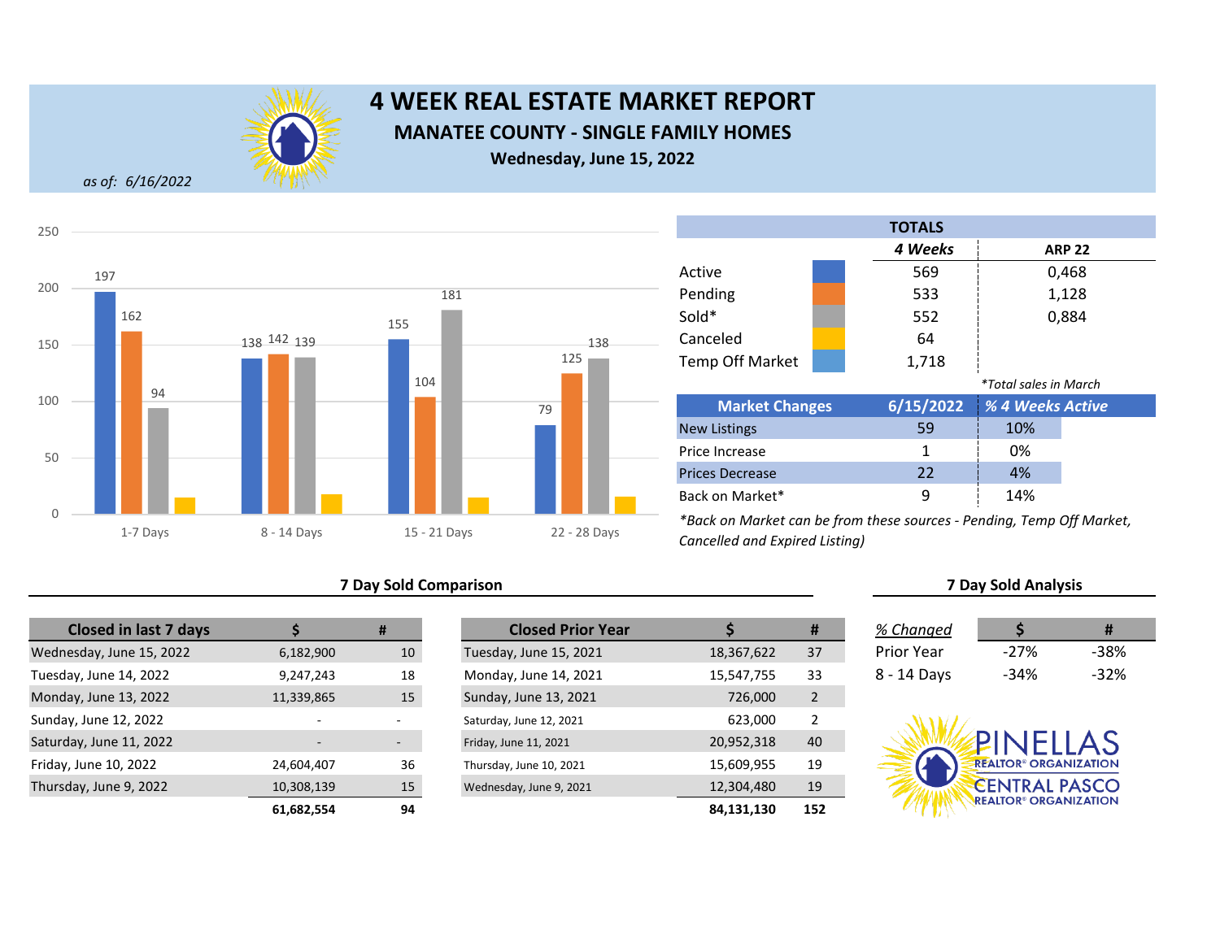# 4 WEEK REAL ESTATE MARKET REPORT

## MANATEE COUNTY - SINGLE FAMILY HOMES

**Wednesday, June 15, 2022**

*as of: 6/16/2022*

| | 1-7 Days | 8 - 14 Days | 15 - 21 Days | 22 - 28 Days |
|---|---|---|---|---|
| Active | 197 | 138 | 155 | 79 |
| Pending | 162 | 142 | 104 | 125 |
| Sold | 94 | 139 | 181 | 138 |

| TOTALS | 4 Weeks | ARP 22 |
|---|---|---|
| Active | 569 | 0,468 |
| Pending | 533 | 1,128 |
| Sold* | 552 | 0,884 |
| Canceled | 64 | |
| Temp Off Market | 1,718 | |

*Total sales in March

| Market Changes | 6/15/2022 | % 4 Weeks Active |
|---|---|---|
| New Listings | 59 | 10% |
| Price Increase | 1 | 0% |
| Prices Decrease | 22 | 4% |
| Back on Market* | 9 | 14% |

*Back on Market can be from these sources - Pending, Temp Off Market, Cancelled and Expired Listing)

### 7 Day Sold Comparison

| Closed in last 7 days | $ | # |
|---|---|---|
| Wednesday, June 15, 2022 | 6,182,900 | 10 |
| Tuesday, June 14, 2022 | 9,247,243 | 18 |
| Monday, June 13, 2022 | 11,339,865 | 15 |
| Sunday, June 12, 2022 | - | - |
| Saturday, June 11, 2022 | - | - |
| Friday, June 10, 2022 | 24,604,407 | 36 |
| Thursday, June 9, 2022 | 10,308,139 | 15 |
| | **61,682,554** | **94** |

| Closed Prior Year | $ | # |
|---|---|---|
| Tuesday, June 15, 2021 | 18,367,622 | 37 |
| Monday, June 14, 2021 | 15,547,755 | 33 |
| Sunday, June 13, 2021 | 726,000 | 2 |
| Saturday, June 12, 2021 | 623,000 | 2 |
| Friday, June 11, 2021 | 20,952,318 | 40 |
| Thursday, June 10, 2021 | 15,609,955 | 19 |
| Wednesday, June 9, 2021 | 12,304,480 | 19 |
| | **84,131,130** | **152** |

### 7 Day Sold Analysis

| % Changed | $ | # |
|---|---|---|
| Prior Year | -27% | -38% |
| 8 - 14 Days | -34% | -32% |

PINELLAS REALTOR® ORGANIZATION
CENTRAL PASCO REALTOR® ORGANIZATION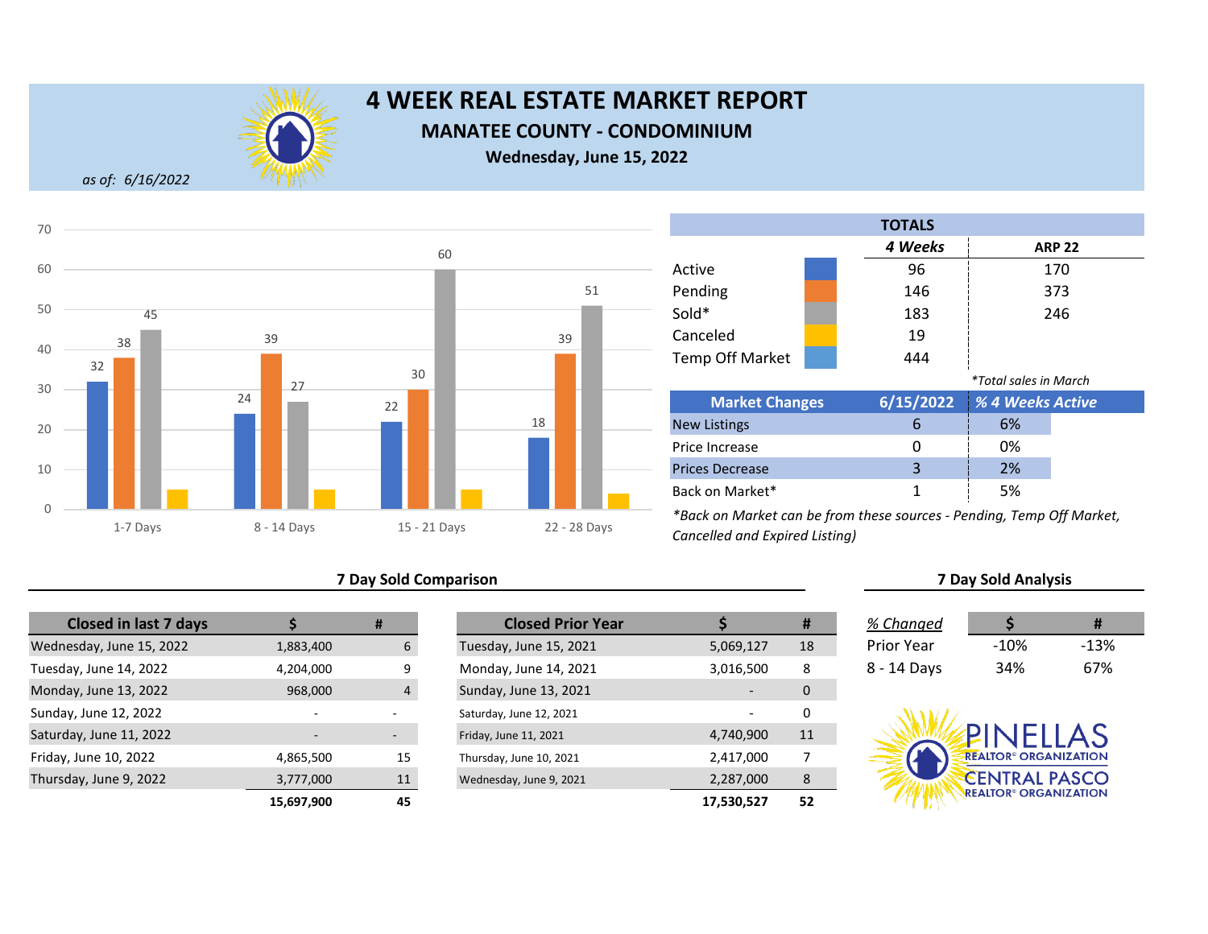# 4 WEEK REAL ESTATE MARKET REPORT

## MANATEE COUNTY - CONDOMINIUM

**Wednesday, June 15, 2022**

*as of: 6/16/2022*

70
60
50
40
30
20
10
0

32 38 45 5
24 39 27 5
22 30 60 5
18 39 51 4

1-7 Days
8 - 14 Days
15 - 21 Days
22 - 28 Days

| TOTALS | 4 Weeks | ARP 22 |
|---|---|---|
| Active | 96 | 170 |
| Pending | 146 | 373 |
| Sold* | 183 | 246 |
| Canceled | 19 | |
| Temp Off Market | 444 | |

*\*Total sales in March*

| Market Changes | 6/15/2022 | % 4 Weeks Active |
|---|---|---|
| New Listings | 6 | 6% |
| Price Increase | 0 | 0% |
| Prices Decrease | 3 | 2% |
| Back on Market* | 1 | 5% |

*\*Back on Market can be from these sources - Pending, Temp Off Market, Cancelled and Expired Listing)*

### 7 Day Sold Comparison

| Closed in last 7 days | $ | # |
|---|---|---|
| Wednesday, June 15, 2022 | 1,883,400 | 6 |
| Tuesday, June 14, 2022 | 4,204,000 | 9 |
| Monday, June 13, 2022 | 968,000 | 4 |
| Sunday, June 12, 2022 | - | - |
| Saturday, June 11, 2022 | - | - |
| Friday, June 10, 2022 | 4,865,500 | 15 |
| Thursday, June 9, 2022 | 3,777,000 | 11 |
| | **15,697,900** | **45** |

| Closed Prior Year | $ | # |
|---|---|---|
| Tuesday, June 15, 2021 | 5,069,127 | 18 |
| Monday, June 14, 2021 | 3,016,500 | 8 |
| Sunday, June 13, 2021 | - | 0 |
| Saturday, June 12, 2021 | - | 0 |
| Friday, June 11, 2021 | 4,740,900 | 11 |
| Thursday, June 10, 2021 | 2,417,000 | 7 |
| Wednesday, June 9, 2021 | 2,287,000 | 8 |
| | **17,530,527** | **52** |

### 7 Day Sold Analysis

| % Changed | $ | # |
|---|---|---|
| Prior Year | -10% | -13% |
| 8 - 14 Days | 34% | 67% |

PINELLAS REALTOR® ORGANIZATION
CENTRAL PASCO REALTOR® ORGANIZATION